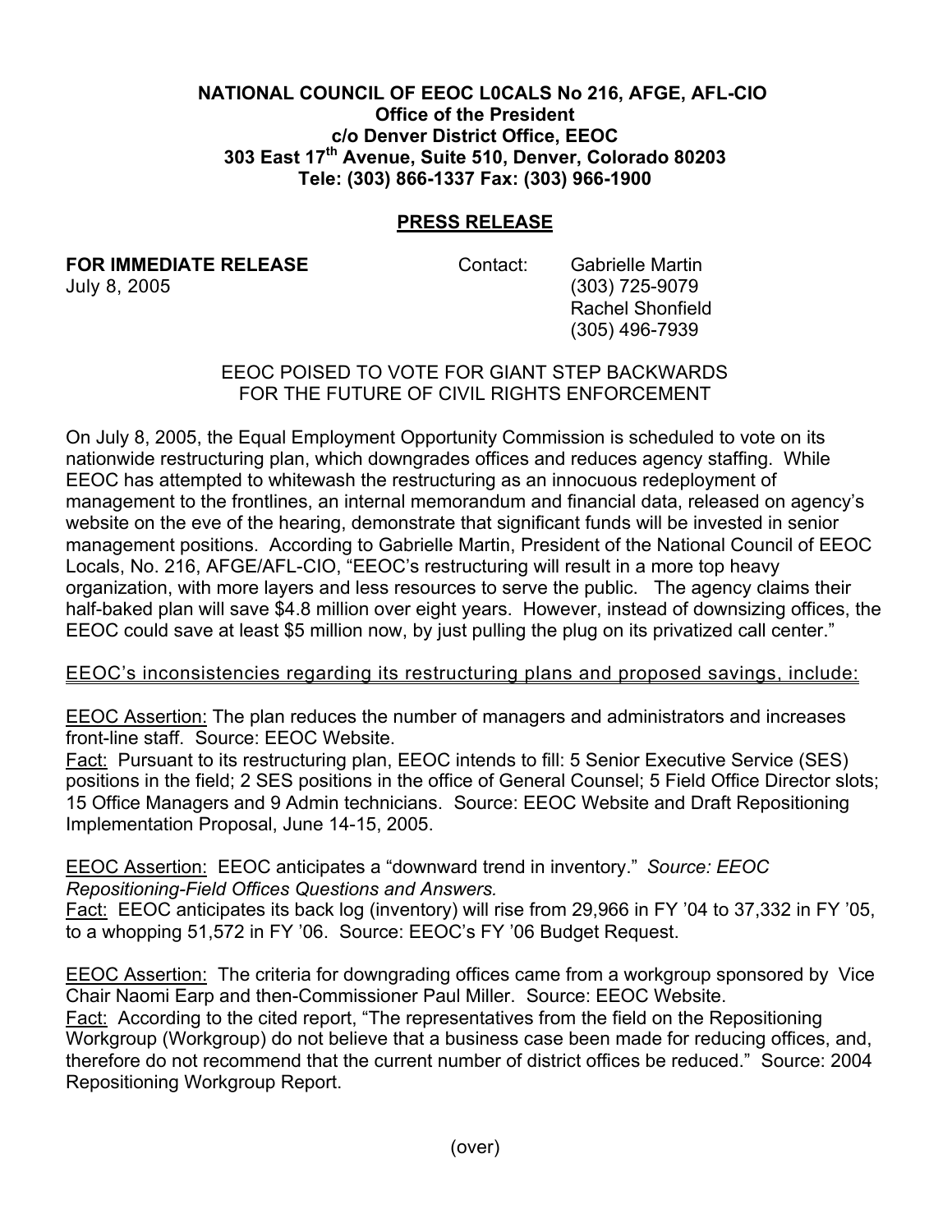**NATIONAL COUNCIL OF EEOC L0CALS No 216, AFGE, AFL-CIO**
**Office of the President**
**c/o Denver District Office, EEOC**
**303 East 17th Avenue, Suite 510, Denver, Colorado 80203**
**Tele: (303) 866-1337 Fax: (303) 966-1900**

## PRESS RELEASE

**FOR IMMEDIATE RELEASE**
July 8, 2005

Contact: Gabrielle Martin
(303) 725-9079
Rachel Shonfield
(305) 496-7939

EEOC POISED TO VOTE FOR GIANT STEP BACKWARDS
FOR THE FUTURE OF CIVIL RIGHTS ENFORCEMENT

On July 8, 2005, the Equal Employment Opportunity Commission is scheduled to vote on its nationwide restructuring plan, which downgrades offices and reduces agency staffing. While EEOC has attempted to whitewash the restructuring as an innocuous redeployment of management to the frontlines, an internal memorandum and financial data, released on agency's website on the eve of the hearing, demonstrate that significant funds will be invested in senior management positions. According to Gabrielle Martin, President of the National Council of EEOC Locals, No. 216, AFGE/AFL-CIO, "EEOC's restructuring will result in a more top heavy organization, with more layers and less resources to serve the public. The agency claims their half-baked plan will save $4.8 million over eight years. However, instead of downsizing offices, the EEOC could save at least $5 million now, by just pulling the plug on its privatized call center."

EEOC's inconsistencies regarding its restructuring plans and proposed savings, include:

EEOC Assertion: The plan reduces the number of managers and administrators and increases front-line staff. Source: EEOC Website.
Fact: Pursuant to its restructuring plan, EEOC intends to fill: 5 Senior Executive Service (SES) positions in the field; 2 SES positions in the office of General Counsel; 5 Field Office Director slots; 15 Office Managers and 9 Admin technicians. Source: EEOC Website and Draft Repositioning Implementation Proposal, June 14-15, 2005.

EEOC Assertion: EEOC anticipates a "downward trend in inventory." *Source: EEOC Repositioning-Field Offices Questions and Answers.*
Fact: EEOC anticipates its back log (inventory) will rise from 29,966 in FY '04 to 37,332 in FY '05, to a whopping 51,572 in FY '06. Source: EEOC's FY '06 Budget Request.

EEOC Assertion: The criteria for downgrading offices came from a workgroup sponsored by Vice Chair Naomi Earp and then-Commissioner Paul Miller. Source: EEOC Website.
Fact: According to the cited report, "The representatives from the field on the Repositioning Workgroup (Workgroup) do not believe that a business case been made for reducing offices, and, therefore do not recommend that the current number of district offices be reduced." Source: 2004 Repositioning Workgroup Report.

(over)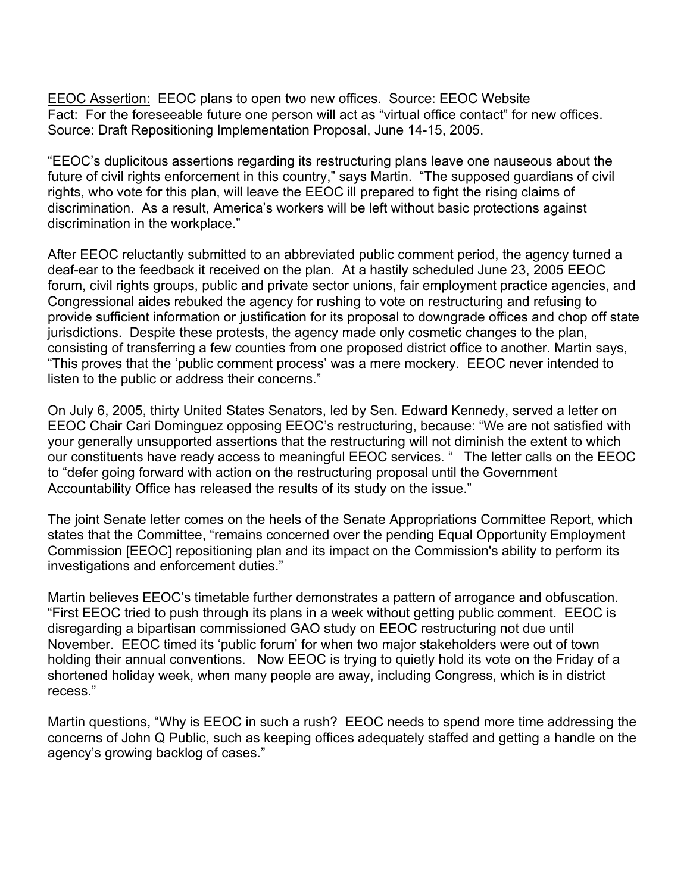<u>EEOC Assertion:</u> EEOC plans to open two new offices. Source: EEOC Website
<u>Fact:</u> For the foreseeable future one person will act as "virtual office contact" for new offices. Source: Draft Repositioning Implementation Proposal, June 14-15, 2005.

"EEOC's duplicitous assertions regarding its restructuring plans leave one nauseous about the future of civil rights enforcement in this country," says Martin. "The supposed guardians of civil rights, who vote for this plan, will leave the EEOC ill prepared to fight the rising claims of discrimination. As a result, America's workers will be left without basic protections against discrimination in the workplace."

After EEOC reluctantly submitted to an abbreviated public comment period, the agency turned a deaf-ear to the feedback it received on the plan. At a hastily scheduled June 23, 2005 EEOC forum, civil rights groups, public and private sector unions, fair employment practice agencies, and Congressional aides rebuked the agency for rushing to vote on restructuring and refusing to provide sufficient information or justification for its proposal to downgrade offices and chop off state jurisdictions. Despite these protests, the agency made only cosmetic changes to the plan, consisting of transferring a few counties from one proposed district office to another. Martin says, "This proves that the 'public comment process' was a mere mockery. EEOC never intended to listen to the public or address their concerns."

On July 6, 2005, thirty United States Senators, led by Sen. Edward Kennedy, served a letter on EEOC Chair Cari Dominguez opposing EEOC's restructuring, because: "We are not satisfied with your generally unsupported assertions that the restructuring will not diminish the extent to which our constituents have ready access to meaningful EEOC services. " The letter calls on the EEOC to "defer going forward with action on the restructuring proposal until the Government Accountability Office has released the results of its study on the issue."

The joint Senate letter comes on the heels of the Senate Appropriations Committee Report, which states that the Committee, "remains concerned over the pending Equal Opportunity Employment Commission [EEOC] repositioning plan and its impact on the Commission's ability to perform its investigations and enforcement duties."

Martin believes EEOC's timetable further demonstrates a pattern of arrogance and obfuscation. "First EEOC tried to push through its plans in a week without getting public comment. EEOC is disregarding a bipartisan commissioned GAO study on EEOC restructuring not due until November. EEOC timed its 'public forum' for when two major stakeholders were out of town holding their annual conventions. Now EEOC is trying to quietly hold its vote on the Friday of a shortened holiday week, when many people are away, including Congress, which is in district recess."

Martin questions, "Why is EEOC in such a rush? EEOC needs to spend more time addressing the concerns of John Q Public, such as keeping offices adequately staffed and getting a handle on the agency's growing backlog of cases."